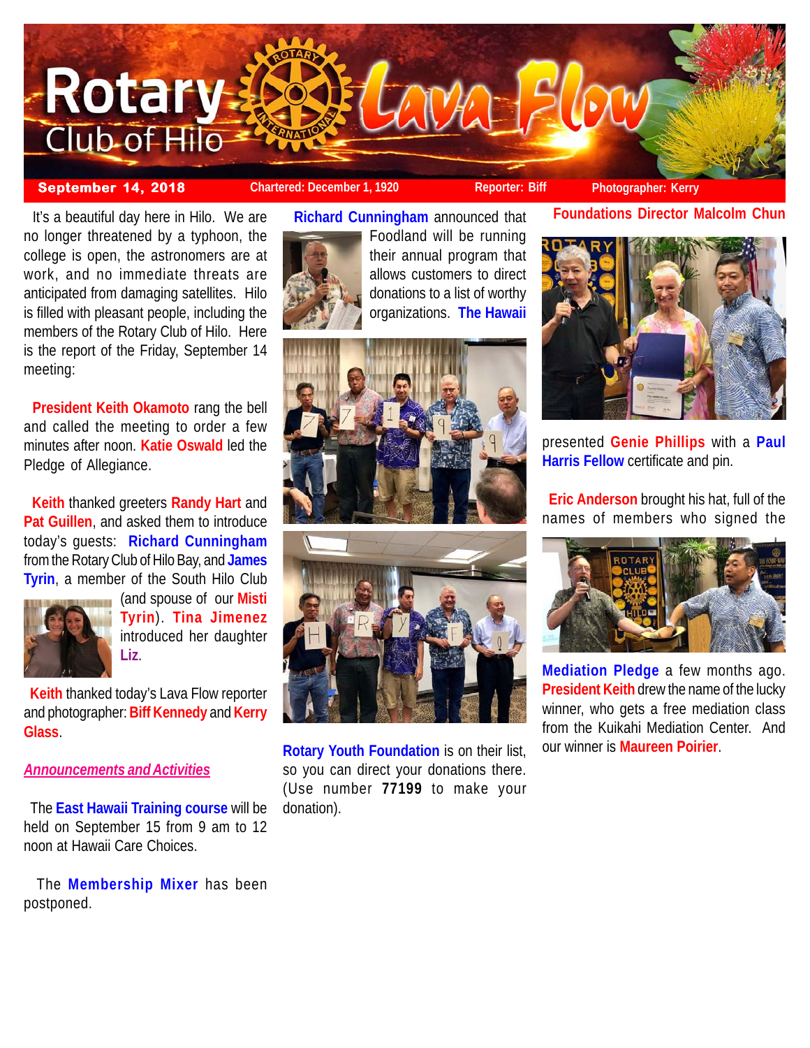# Rotary Club of Hilo Lava Flow

**September 14, 2018** | Chartered: December 1, 1920 | Reporter: Biff | Photographer: Kerry

It's a beautiful day here in Hilo. We are no longer threatened by a typhoon, the college is open, the astronomers are at work, and no immediate threats are anticipated from damaging satellites. Hilo is filled with pleasant people, including the members of the Rotary Club of Hilo. Here is the report of the Friday, September 14 meeting:

**President Keith Okamoto** rang the bell and called the meeting to order a few minutes after noon. **Katie Oswald** led the Pledge of Allegiance.

**Keith** thanked greeters **Randy Hart** and **Pat Guillen**, and asked them to introduce today's guests: **Richard Cunningham** from the Rotary Club of Hilo Bay, and **James Tyrin**, a member of the South Hilo Club (and spouse of our **Misti Tyrin**). **Tina Jimenez** introduced her daughter **Liz**.

**Keith** thanked today's Lava Flow reporter and photographer: **Biff Kennedy** and **Kerry Glass**.

## *Announcements and Activities*

The **East Hawaii Training course** will be held on September 15 from 9 am to 12 noon at Hawaii Care Choices.

The **Membership Mixer** has been postponed.

**Richard Cunningham** announced that Foodland will be running their annual program that allows customers to direct donations to a list of worthy organizations. **The Hawaii Rotary Youth Foundation** is on their list, so you can direct your donations there. (Use number **77199** to make your donation).

**Foundations Director Malcolm Chun** presented **Genie Phillips** with a **Paul Harris Fellow** certificate and pin.

**Eric Anderson** brought his hat, full of the names of members who signed the **Mediation Pledge** a few months ago. **President Keith** drew the name of the lucky winner, who gets a free mediation class from the Kuikahi Mediation Center. And our winner is **Maureen Poirier**.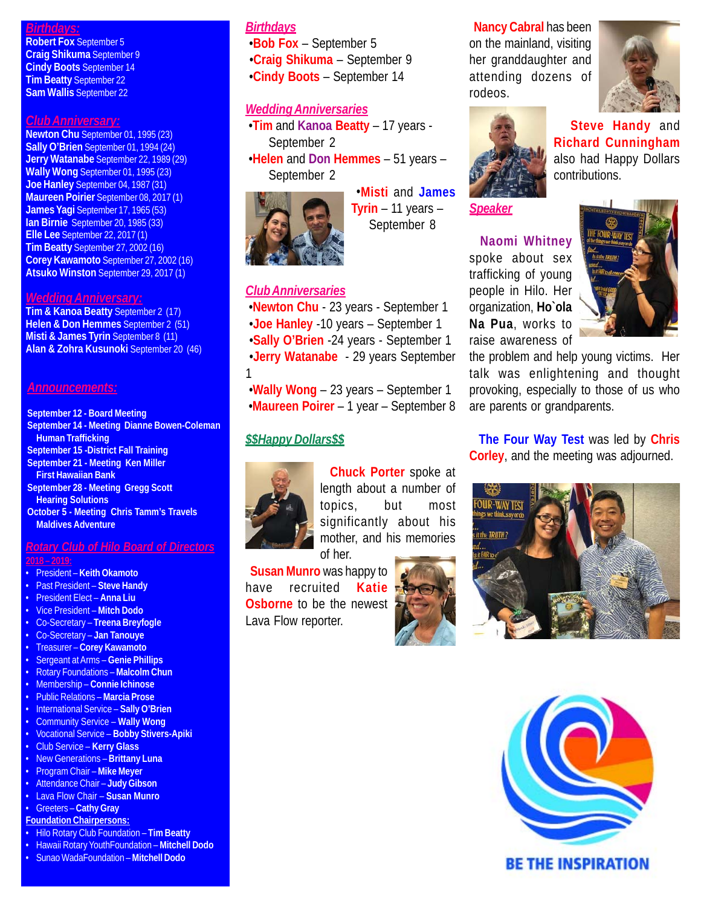## Birthdays:

**Robert Fox** September 5
**Craig Shikuma** September 9
**Cindy Boots** September 14
**Tim Beatty** September 22
**Sam Wallis** September 22

## Club Anniversary:

**Newton Chu** September 01, 1995 (23)
**Sally O'Brien** September 01, 1994 (24)
**Jerry Watanabe** September 22, 1989 (29)
**Wally Wong** September 01, 1995 (23)
**Joe Hanley** September 04, 1987 (31)
**Maureen Poirier** September 08, 2017 (1)
**James Yagi** September 17, 1965 (53)
**Ian Birnie** September 20, 1985 (33)
**Elle Lee** September 22, 2017 (1)
**Tim Beatty** September 27, 2002 (16)
**Corey Kawamoto** September 27, 2002 (16)
**Atsuko Winston** September 29, 2017 (1)

## Wedding Anniversary:

**Tim & Kanoa Beatty** September 2 (17)
**Helen & Don Hemmes** September 2 (51)
**Misti & James Tyrin** September 8 (11)
**Alan & Zohra Kusunoki** September 20 (46)

## Announcements:

**September 12 - Board Meeting**
**September 14 - Meeting Dianne Bowen-Coleman**
**Human Trafficking**
**September 15 -District Fall Training**
**September 21 - Meeting Ken Miller**
**First Hawaiian Bank**
**September 28 - Meeting Gregg Scott**
**Hearing Solutions**
**October 5 - Meeting Chris Tamm's Travels**
**Maldives Adventure**

## Rotary Club of Hilo Board of Directors

2018 – 2019:

- President – **Keith Okamoto**
- Past President – **Steve Handy**
- President Elect – **Anna Liu**
- Vice President – **Mitch Dodo**
- Co-Secretary – **Treena Breyfogle**
- Co-Secretary – **Jan Tanouye**
- Treasurer – **Corey Kawamoto**
- Sergeant at Arms – **Genie Phillips**
- Rotary Foundations – **Malcolm Chun**
- Membership – **Connie Ichinose**
- Public Relations – **Marcia Prose**
- International Service – **Sally O'Brien**
- Community Service – **Wally Wong**
- Vocational Service – **Bobby Stivers-Apiki**
- Club Service – **Kerry Glass**
- New Generations – **Brittany Luna**
- Program Chair – **Mike Meyer**
- Attendance Chair – **Judy Gibson**
- Lava Flow Chair – **Susan Munro**
- Greeters – **Cathy Gray**

**Foundation Chairpersons:**

- Hilo Rotary Club Foundation – **Tim Beatty**
- Hawaii Rotary YouthFoundation – **Mitchell Dodo**
- Sunao WadaFoundation – **Mitchell Dodo**

## Birthdays

- **Bob Fox** – September 5
- **Craig Shikuma** – September 9
- **Cindy Boots** – September 14

## Wedding Anniversaries

- **Tim** and **Kanoa Beatty** – 17 years - September 2
- **Helen** and **Don Hemmes** – 51 years – September 2
- **Misti** and **James Tyrin** – 11 years – September 8

## Club Anniversaries

- **Newton Chu** - 23 years - September 1
- **Joe Hanley** -10 years – September 1
- **Sally O'Brien** -24 years - September 1
- **Jerry Watanabe** - 29 years September 1
- **Wally Wong** – 23 years – September 1
- **Maureen Poirer** – 1 year – September 8

## $$Happy Dollars$$

**Chuck Porter** spoke at length about a number of topics, but most significantly about his mother, and his memories of her.

**Susan Munro** was happy to have recruited **Katie Osborne** to be the newest Lava Flow reporter.

**Nancy Cabral** has been on the mainland, visiting her granddaughter and attending dozens of rodeos.

**Steve Handy** and **Richard Cunningham** also had Happy Dollars contributions.

## Speaker

**Naomi Whitney** spoke about sex trafficking of young people in Hilo. Her organization, **Ho`ola Na Pua**, works to raise awareness of the problem and help young victims. Her talk was enlightening and thought provoking, especially to those of us who are parents or grandparents.

**The Four Way Test** was led by **Chris Corley**, and the meeting was adjourned.

BE THE INSPIRATION